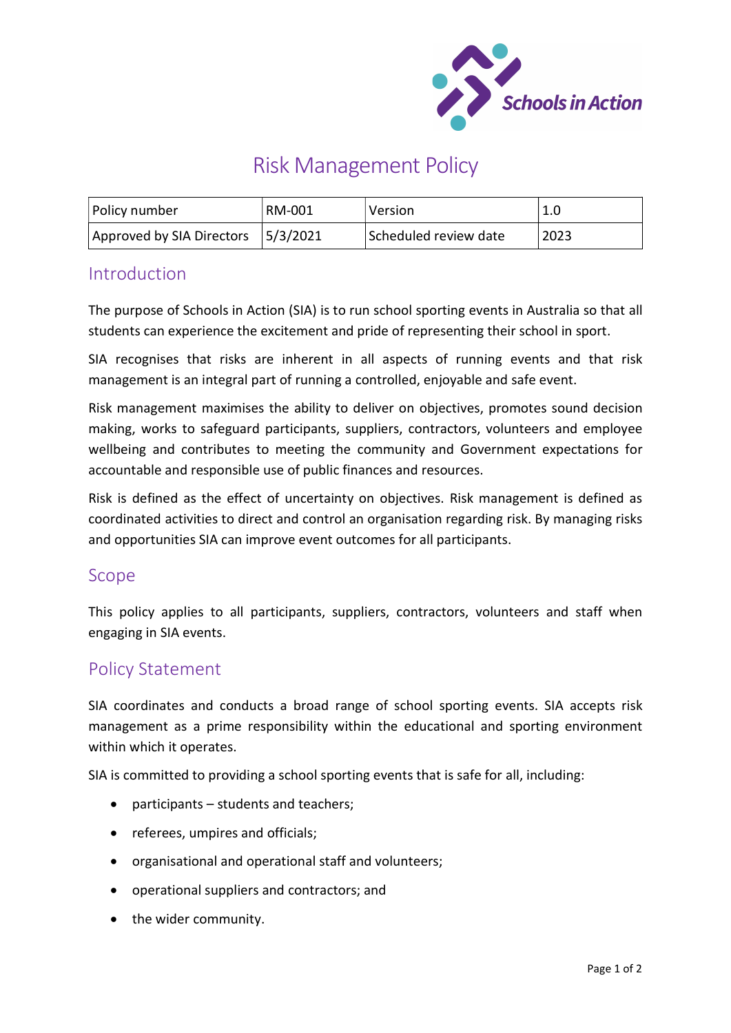# Risk Management Policy

| Policy number | RM-001 | Version | 1.0 |
|---|---|---|---|
| Approved by SIA Directors | 5/3/2021 | Scheduled review date | 2023 |

## Introduction

The purpose of Schools in Action (SIA) is to run school sporting events in Australia so that all students can experience the excitement and pride of representing their school in sport.

SIA recognises that risks are inherent in all aspects of running events and that risk management is an integral part of running a controlled, enjoyable and safe event.

Risk management maximises the ability to deliver on objectives, promotes sound decision making, works to safeguard participants, suppliers, contractors, volunteers and employee wellbeing and contributes to meeting the community and Government expectations for accountable and responsible use of public finances and resources.

Risk is defined as the effect of uncertainty on objectives. Risk management is defined as coordinated activities to direct and control an organisation regarding risk. By managing risks and opportunities SIA can improve event outcomes for all participants.

## Scope

This policy applies to all participants, suppliers, contractors, volunteers and staff when engaging in SIA events.

## Policy Statement

SIA coordinates and conducts a broad range of school sporting events. SIA accepts risk management as a prime responsibility within the educational and sporting environment within which it operates.

SIA is committed to providing a school sporting events that is safe for all, including:

- participants – students and teachers;
- referees, umpires and officials;
- organisational and operational staff and volunteers;
- operational suppliers and contractors; and
- the wider community.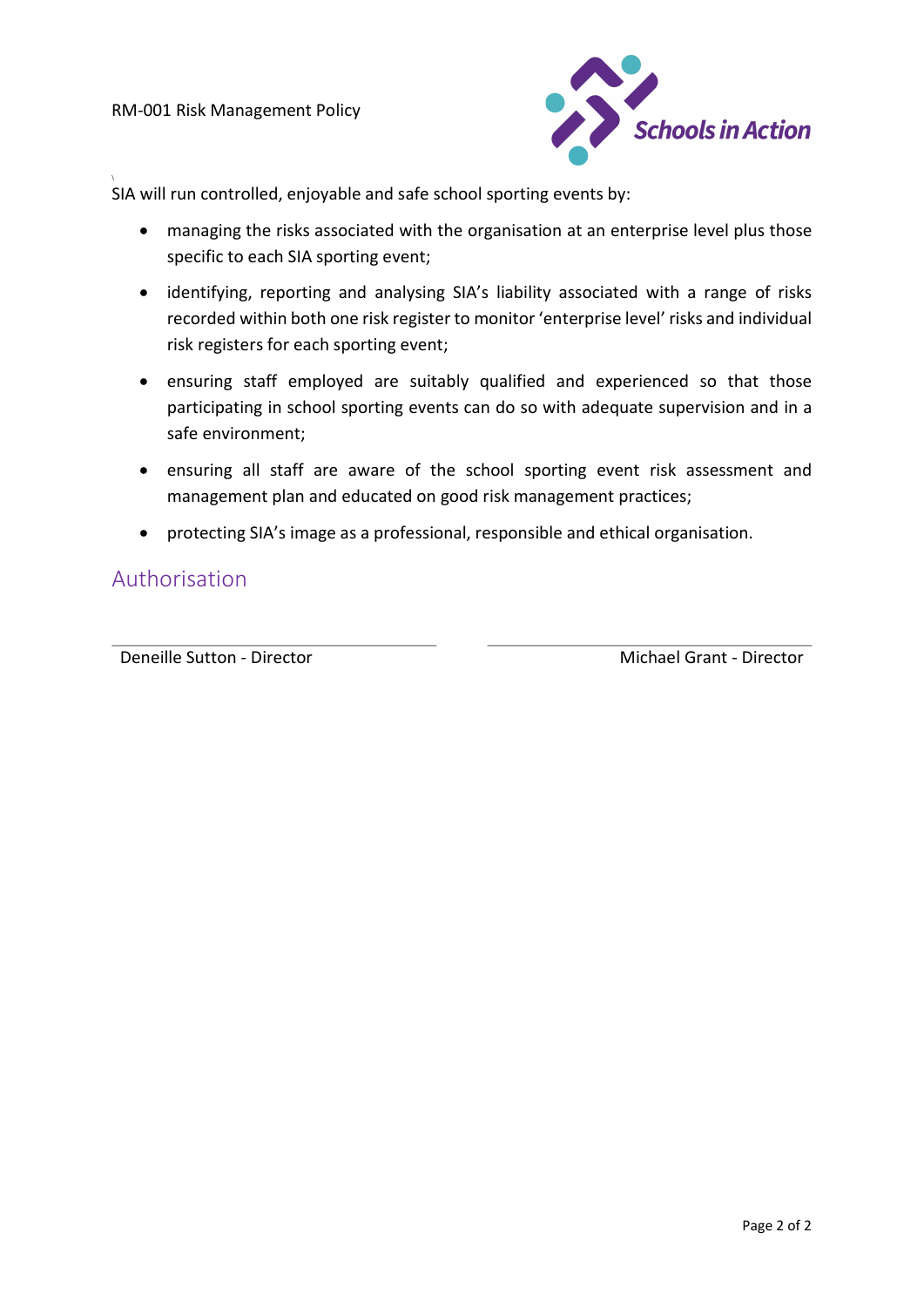SIA will run controlled, enjoyable and safe school sporting events by:

- managing the risks associated with the organisation at an enterprise level plus those specific to each SIA sporting event;
- identifying, reporting and analysing SIA's liability associated with a range of risks recorded within both one risk register to monitor 'enterprise level' risks and individual risk registers for each sporting event;
- ensuring staff employed are suitably qualified and experienced so that those participating in school sporting events can do so with adequate supervision and in a safe environment;
- ensuring all staff are aware of the school sporting event risk assessment and management plan and educated on good risk management practices;
- protecting SIA's image as a professional, responsible and ethical organisation.

## Authorisation

| | |
|---|---|
| Deneille Sutton - Director | Michael Grant - Director |